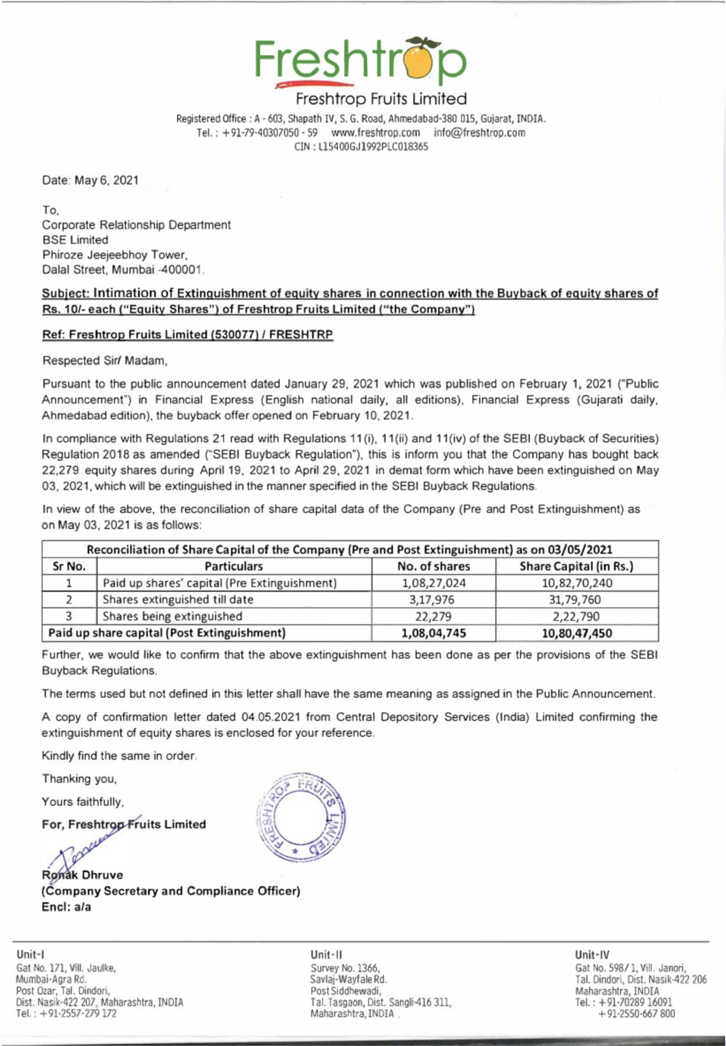# Freshtrop

## Freshtrop Fruits Limited

Registered Office : A - 603, Shapath IV, S. G. Road, Ahmedabad-380 015, Gujarat, INDIA.
Tel. : +91-79-40307050 - 59 www.freshtrop.com info@freshtrop.com
CIN : L15400GJ1992PLC018365

Date: May 6, 2021

To,
Corporate Relationship Department
BSE Limited
Phiroze Jeejeebhoy Tower,
Dalal Street, Mumbai -400001.

**Subject: Intimation of Extinguishment of equity shares in connection with the Buyback of equity shares of Rs. 10/- each ("Equity Shares") of Freshtrop Fruits Limited ("the Company")**

**Ref: Freshtrop Fruits Limited (530077) / FRESHTRP**

Respected Sir/ Madam,

Pursuant to the public announcement dated January 29, 2021 which was published on February 1, 2021 ("Public Announcement") in Financial Express (English national daily, all editions), Financial Express (Gujarati daily, Ahmedabad edition), the buyback offer opened on February 10, 2021.

In compliance with Regulations 21 read with Regulations 11(i), 11(ii) and 11(iv) of the SEBI (Buyback of Securities) Regulation 2018 as amended ("SEBI Buyback Regulation"), this is inform you that the Company has bought back 22,279 equity shares during April 19, 2021 to April 29, 2021 in demat form which have been extinguished on May 03, 2021, which will be extinguished in the manner specified in the SEBI Buyback Regulations.

In view of the above, the reconciliation of share capital data of the Company (Pre and Post Extinguishment) as on May 03, 2021 is as follows:

| Reconciliation of Share Capital of the Company (Pre and Post Extinguishment) as on 03/05/2021 | | | |
|---|---|---|---|
| **Sr No.** | **Particulars** | **No. of shares** | **Share Capital (in Rs.)** |
| 1 | Paid up shares' capital (Pre Extinguishment) | 1,08,27,024 | 10,82,70,240 |
| 2 | Shares extinguished till date | 3,17,976 | 31,79,760 |
| 3 | Shares being extinguished | 22,279 | 2,22,790 |
| **Paid up share capital (Post Extinguishment)** | | **1,08,04,745** | **10,80,47,450** |

Further, we would like to confirm that the above extinguishment has been done as per the provisions of the SEBI Buyback Regulations.

The terms used but not defined in this letter shall have the same meaning as assigned in the Public Announcement.

A copy of confirmation letter dated 04.05.2021 from Central Depository Services (India) Limited confirming the extinguishment of equity shares is enclosed for your reference.

Kindly find the same in order.

Thanking you,

Yours faithfully,

**For, Freshtrop Fruits Limited**

**Ronak Dhruve**
**(Company Secretary and Compliance Officer)**
**Encl: a/a**

**Unit-I**
Gat No. 171, Vill. Jaulke,
Mumbai-Agra Rd.
Post Ozar, Tal. Dindori,
Dist. Nasik-422 207, Maharashtra, INDIA
Tel. : +91-2557-279 172

**Unit-II**
Survey No. 1366,
Savlaj-Wayfale Rd.
Post Siddhewadi,
Tal. Tasgaon, Dist. Sangli-416 311,
Maharashtra, INDIA

**Unit-IV**
Gat No. 598/1, Vill. Janori,
Tal. Dindori, Dist. Nasik-422 206
Maharashtra, INDIA
Tel. : +91-70289 16091
+91-2550-667 800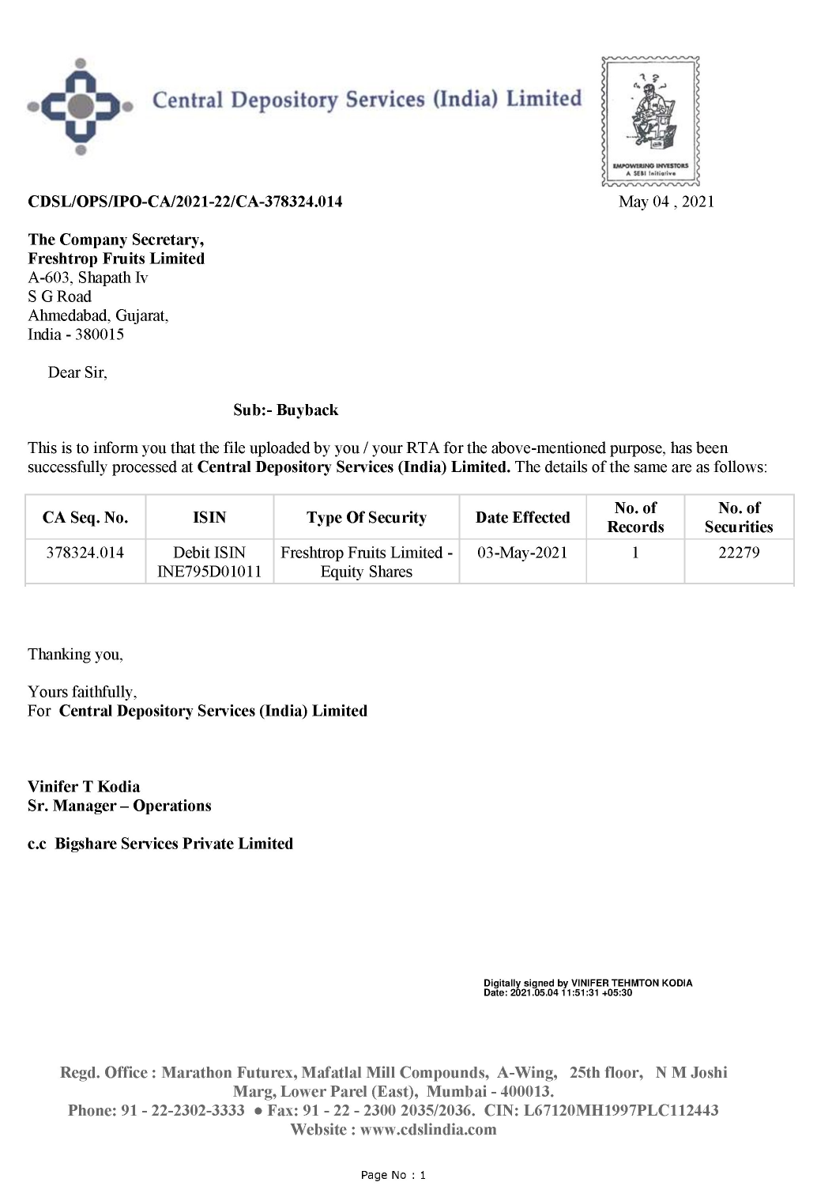Central Depository Services (India) Limited

**CDSL/OPS/IPO-CA/2021-22/CA-378324.014**

May 04 , 2021

**The Company Secretary,**
**Freshtrop Fruits Limited**
A-603, Shapath Iv
S G Road
Ahmedabad, Gujarat,
India - 380015

Dear Sir,

**Sub:- Buyback**

This is to inform you that the file uploaded by you / your RTA for the above-mentioned purpose, has been successfully processed at **Central Depository Services (India) Limited.** The details of the same are as follows:

| CA Seq. No. | ISIN | Type Of Security | Date Effected | No. of Records | No. of Securities |
|---|---|---|---|---|---|
| 378324.014 | Debit ISIN INE795D01011 | Freshtrop Fruits Limited - Equity Shares | 03-May-2021 | 1 | 22279 |

Thanking you,

Yours faithfully,
For **Central Depository Services (India) Limited**

**Vinifer T Kodia**
**Sr. Manager – Operations**

**c.c Bigshare Services Private Limited**

Digitally signed by VINIFER TEHMTON KODIA
Date: 2021.05.04 11:51:31 +05:30

Regd. Office : Marathon Futurex, Mafatlal Mill Compounds, A-Wing, 25th floor, N M Joshi Marg, Lower Parel (East), Mumbai - 400013.
Phone: 91 - 22-2302-3333 ● Fax: 91 - 22 - 2300 2035/2036. CIN: L67120MH1997PLC112443
Website : www.cdslindia.com